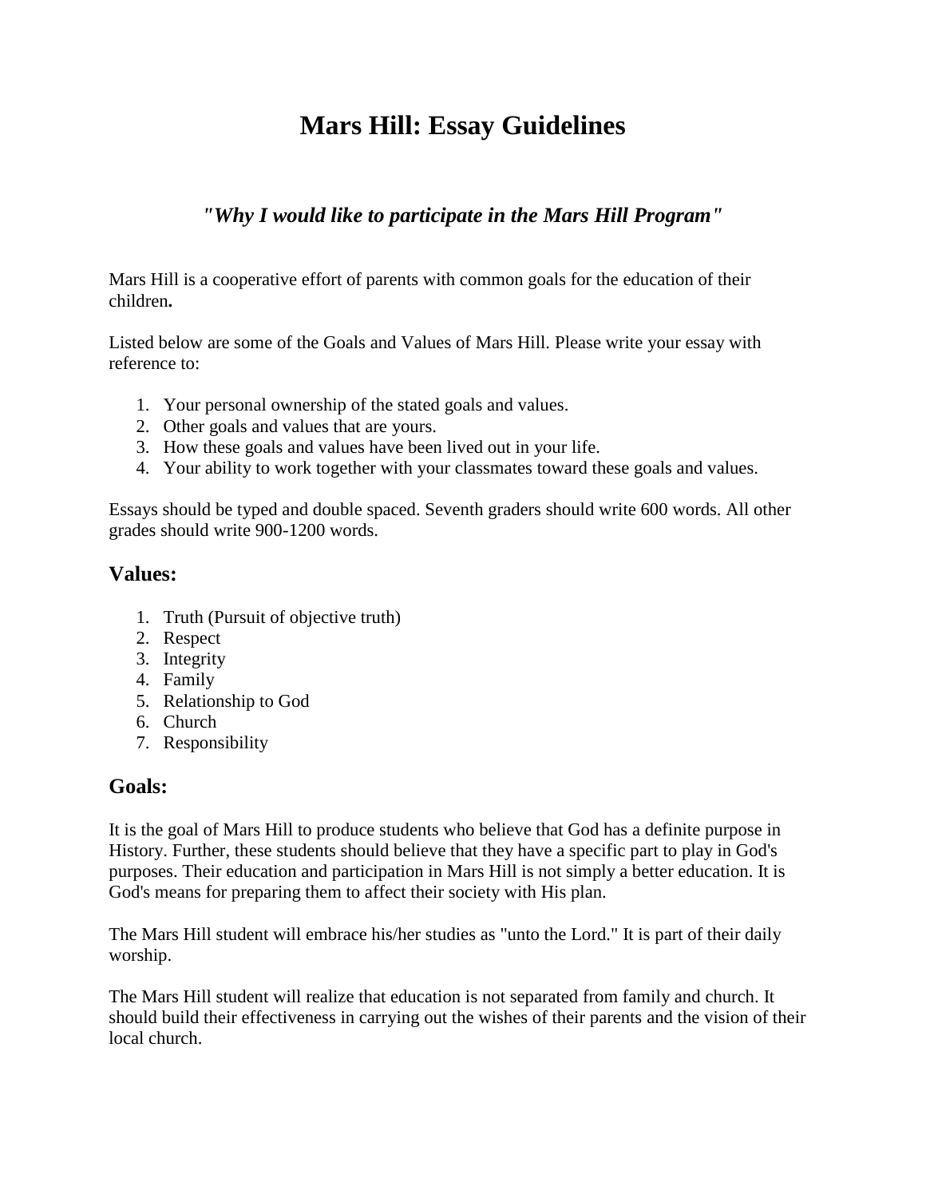# Mars Hill: Essay Guidelines

### *"Why I would like to participate in the Mars Hill Program"*

Mars Hill is a cooperative effort of parents with common goals for the education of their children**.**

Listed below are some of the Goals and Values of Mars Hill. Please write your essay with reference to:

1. Your personal ownership of the stated goals and values.
2. Other goals and values that are yours.
3. How these goals and values have been lived out in your life.
4. Your ability to work together with your classmates toward these goals and values.

Essays should be typed and double spaced. Seventh graders should write 600 words. All other grades should write 900-1200 words.

## Values:

1. Truth (Pursuit of objective truth)
2. Respect
3. Integrity
4. Family
5. Relationship to God
6. Church
7. Responsibility

## Goals:

It is the goal of Mars Hill to produce students who believe that God has a definite purpose in History. Further, these students should believe that they have a specific part to play in God's purposes. Their education and participation in Mars Hill is not simply a better education. It is God's means for preparing them to affect their society with His plan.

The Mars Hill student will embrace his/her studies as "unto the Lord." It is part of their daily worship.

The Mars Hill student will realize that education is not separated from family and church. It should build their effectiveness in carrying out the wishes of their parents and the vision of their local church.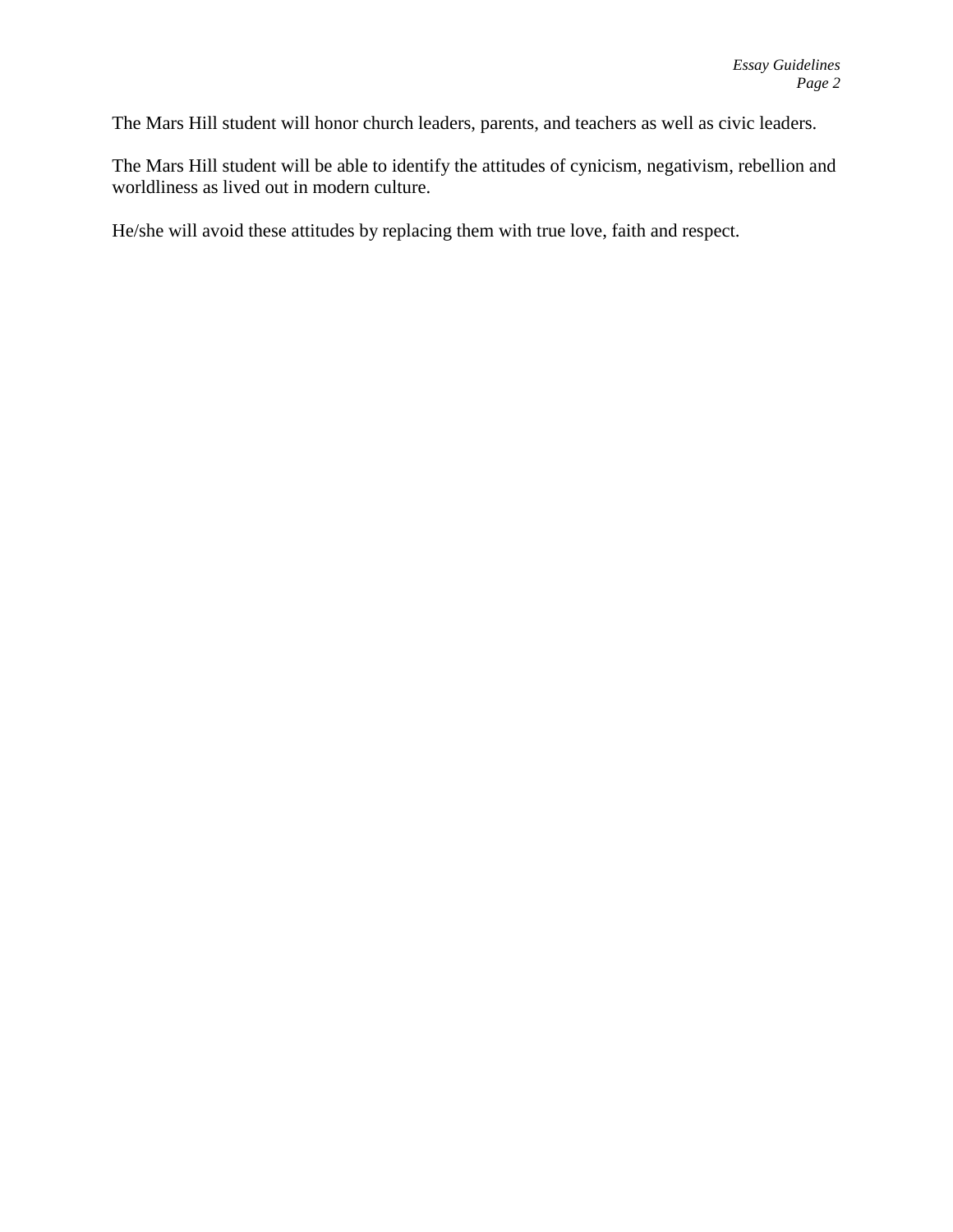The Mars Hill student will honor church leaders, parents, and teachers as well as civic leaders.

The Mars Hill student will be able to identify the attitudes of cynicism, negativism, rebellion and worldliness as lived out in modern culture.

He/she will avoid these attitudes by replacing them with true love, faith and respect.